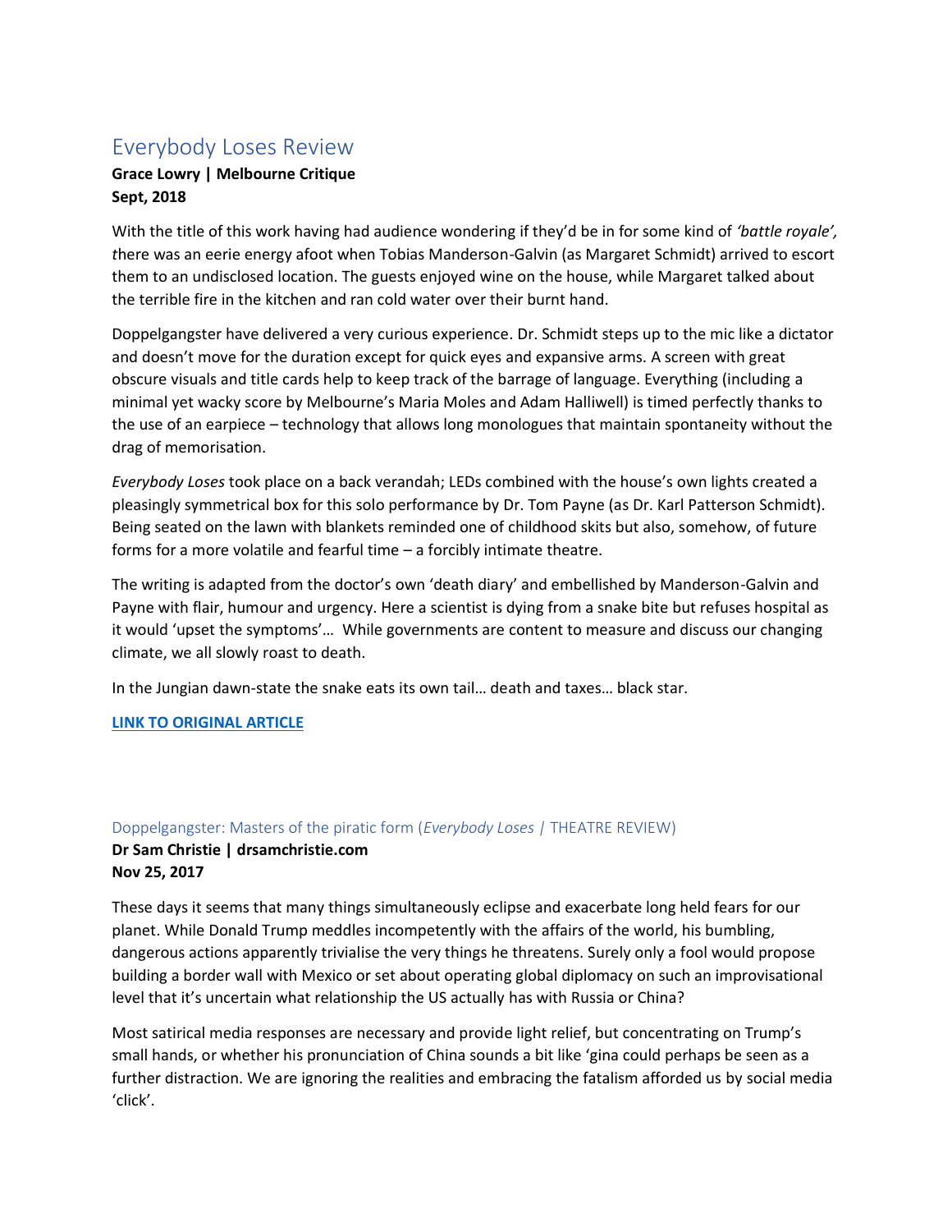# Everybody Loses Review

**Grace Lowry | Melbourne Critique**
**Sept, 2018**

With the title of this work having had audience wondering if they'd be in for some kind of *'battle royale', t*here was an eerie energy afoot when Tobias Manderson-Galvin (as Margaret Schmidt) arrived to escort them to an undisclosed location. The guests enjoyed wine on the house, while Margaret talked about the terrible fire in the kitchen and ran cold water over their burnt hand.

Doppelgangster have delivered a very curious experience. Dr. Schmidt steps up to the mic like a dictator and doesn't move for the duration except for quick eyes and expansive arms. A screen with great obscure visuals and title cards help to keep track of the barrage of language. Everything (including a minimal yet wacky score by Melbourne's Maria Moles and Adam Halliwell) is timed perfectly thanks to the use of an earpiece – technology that allows long monologues that maintain spontaneity without the drag of memorisation.

*Everybody Loses* took place on a back verandah; LEDs combined with the house's own lights created a pleasingly symmetrical box for this solo performance by Dr. Tom Payne (as Dr. Karl Patterson Schmidt). Being seated on the lawn with blankets reminded one of childhood skits but also, somehow, of future forms for a more volatile and fearful time – a forcibly intimate theatre.

The writing is adapted from the doctor's own 'death diary' and embellished by Manderson-Galvin and Payne with flair, humour and urgency. Here a scientist is dying from a snake bite but refuses hospital as it would 'upset the symptoms'… While governments are content to measure and discuss our changing climate, we all slowly roast to death.

In the Jungian dawn-state the snake eats its own tail… death and taxes… black star.

**LINK TO ORIGINAL ARTICLE**

## Doppelgangster: Masters of the piratic form (*Everybody Loses* | THEATRE REVIEW)

**Dr Sam Christie | drsamchristie.com**
**Nov 25, 2017**

These days it seems that many things simultaneously eclipse and exacerbate long held fears for our planet. While Donald Trump meddles incompetently with the affairs of the world, his bumbling, dangerous actions apparently trivialise the very things he threatens. Surely only a fool would propose building a border wall with Mexico or set about operating global diplomacy on such an improvisational level that it's uncertain what relationship the US actually has with Russia or China?

Most satirical media responses are necessary and provide light relief, but concentrating on Trump's small hands, or whether his pronunciation of China sounds a bit like 'gina could perhaps be seen as a further distraction. We are ignoring the realities and embracing the fatalism afforded us by social media 'click'.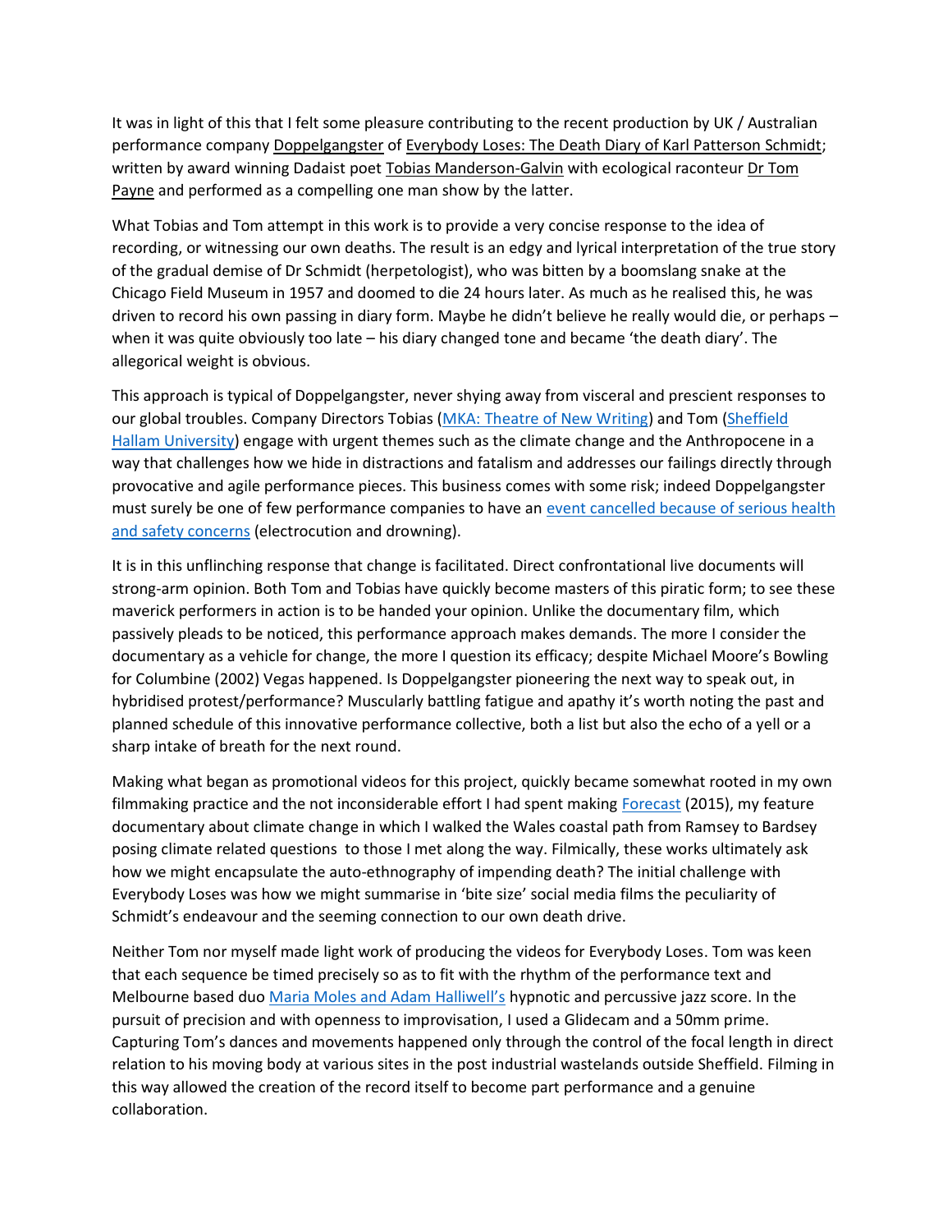It was in light of this that I felt some pleasure contributing to the recent production by UK / Australian performance company Doppelgangster of Everybody Loses: The Death Diary of Karl Patterson Schmidt; written by award winning Dadaist poet Tobias Manderson-Galvin with ecological raconteur Dr Tom Payne and performed as a compelling one man show by the latter.

What Tobias and Tom attempt in this work is to provide a very concise response to the idea of recording, or witnessing our own deaths. The result is an edgy and lyrical interpretation of the true story of the gradual demise of Dr Schmidt (herpetologist), who was bitten by a boomslang snake at the Chicago Field Museum in 1957 and doomed to die 24 hours later. As much as he realised this, he was driven to record his own passing in diary form. Maybe he didn't believe he really would die, or perhaps – when it was quite obviously too late – his diary changed tone and became 'the death diary'. The allegorical weight is obvious.

This approach is typical of Doppelgangster, never shying away from visceral and prescient responses to our global troubles. Company Directors Tobias (MKA: Theatre of New Writing) and Tom (Sheffield Hallam University) engage with urgent themes such as the climate change and the Anthropocene in a way that challenges how we hide in distractions and fatalism and addresses our failings directly through provocative and agile performance pieces. This business comes with some risk; indeed Doppelgangster must surely be one of few performance companies to have an event cancelled because of serious health and safety concerns (electrocution and drowning).

It is in this unflinching response that change is facilitated. Direct confrontational live documents will strong-arm opinion. Both Tom and Tobias have quickly become masters of this piratic form; to see these maverick performers in action is to be handed your opinion. Unlike the documentary film, which passively pleads to be noticed, this performance approach makes demands. The more I consider the documentary as a vehicle for change, the more I question its efficacy; despite Michael Moore's Bowling for Columbine (2002) Vegas happened. Is Doppelgangster pioneering the next way to speak out, in hybridised protest/performance? Muscularly battling fatigue and apathy it's worth noting the past and planned schedule of this innovative performance collective, both a list but also the echo of a yell or a sharp intake of breath for the next round.

Making what began as promotional videos for this project, quickly became somewhat rooted in my own filmmaking practice and the not inconsiderable effort I had spent making Forecast (2015), my feature documentary about climate change in which I walked the Wales coastal path from Ramsey to Bardsey posing climate related questions to those I met along the way. Filmically, these works ultimately ask how we might encapsulate the auto-ethnography of impending death? The initial challenge with Everybody Loses was how we might summarise in 'bite size' social media films the peculiarity of Schmidt's endeavour and the seeming connection to our own death drive.

Neither Tom nor myself made light work of producing the videos for Everybody Loses. Tom was keen that each sequence be timed precisely so as to fit with the rhythm of the performance text and Melbourne based duo Maria Moles and Adam Halliwell's hypnotic and percussive jazz score. In the pursuit of precision and with openness to improvisation, I used a Glidecam and a 50mm prime. Capturing Tom's dances and movements happened only through the control of the focal length in direct relation to his moving body at various sites in the post industrial wastelands outside Sheffield. Filming in this way allowed the creation of the record itself to become part performance and a genuine collaboration.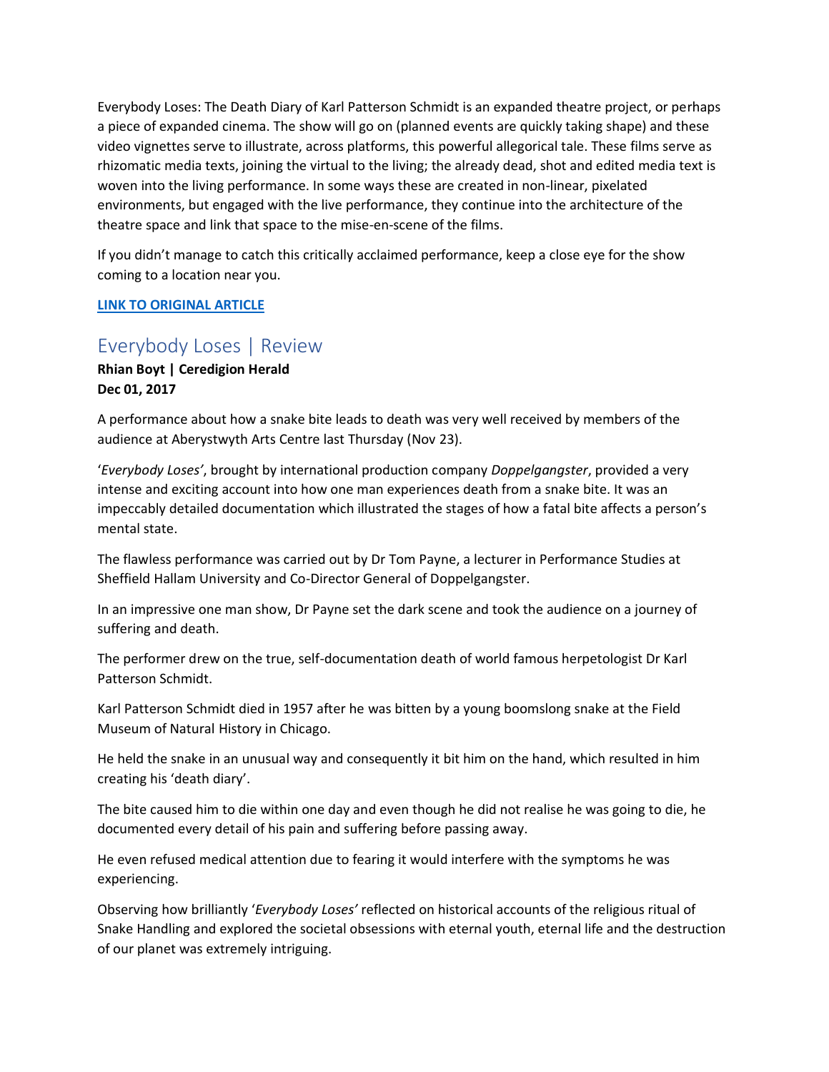Everybody Loses: The Death Diary of Karl Patterson Schmidt is an expanded theatre project, or perhaps a piece of expanded cinema. The show will go on (planned events are quickly taking shape) and these video vignettes serve to illustrate, across platforms, this powerful allegorical tale. These films serve as rhizomatic media texts, joining the virtual to the living; the already dead, shot and edited media text is woven into the living performance. In some ways these are created in non-linear, pixelated environments, but engaged with the live performance, they continue into the architecture of the theatre space and link that space to the mise-en-scene of the films.

If you didn't manage to catch this critically acclaimed performance, keep a close eye for the show coming to a location near you.

**LINK TO ORIGINAL ARTICLE**

## Everybody Loses | Review

**Rhian Boyt | Ceredigion Herald**
**Dec 01, 2017**

A performance about how a snake bite leads to death was very well received by members of the audience at Aberystwyth Arts Centre last Thursday (Nov 23).

'*Everybody Loses'*, brought by international production company *Doppelgangster*, provided a very intense and exciting account into how one man experiences death from a snake bite. It was an impeccably detailed documentation which illustrated the stages of how a fatal bite affects a person's mental state.

The flawless performance was carried out by Dr Tom Payne, a lecturer in Performance Studies at Sheffield Hallam University and Co-Director General of Doppelgangster.

In an impressive one man show, Dr Payne set the dark scene and took the audience on a journey of suffering and death.

The performer drew on the true, self-documentation death of world famous herpetologist Dr Karl Patterson Schmidt.

Karl Patterson Schmidt died in 1957 after he was bitten by a young boomslong snake at the Field Museum of Natural History in Chicago.

He held the snake in an unusual way and consequently it bit him on the hand, which resulted in him creating his 'death diary'.

The bite caused him to die within one day and even though he did not realise he was going to die, he documented every detail of his pain and suffering before passing away.

He even refused medical attention due to fearing it would interfere with the symptoms he was experiencing.

Observing how brilliantly '*Everybody Loses'* reflected on historical accounts of the religious ritual of Snake Handling and explored the societal obsessions with eternal youth, eternal life and the destruction of our planet was extremely intriguing.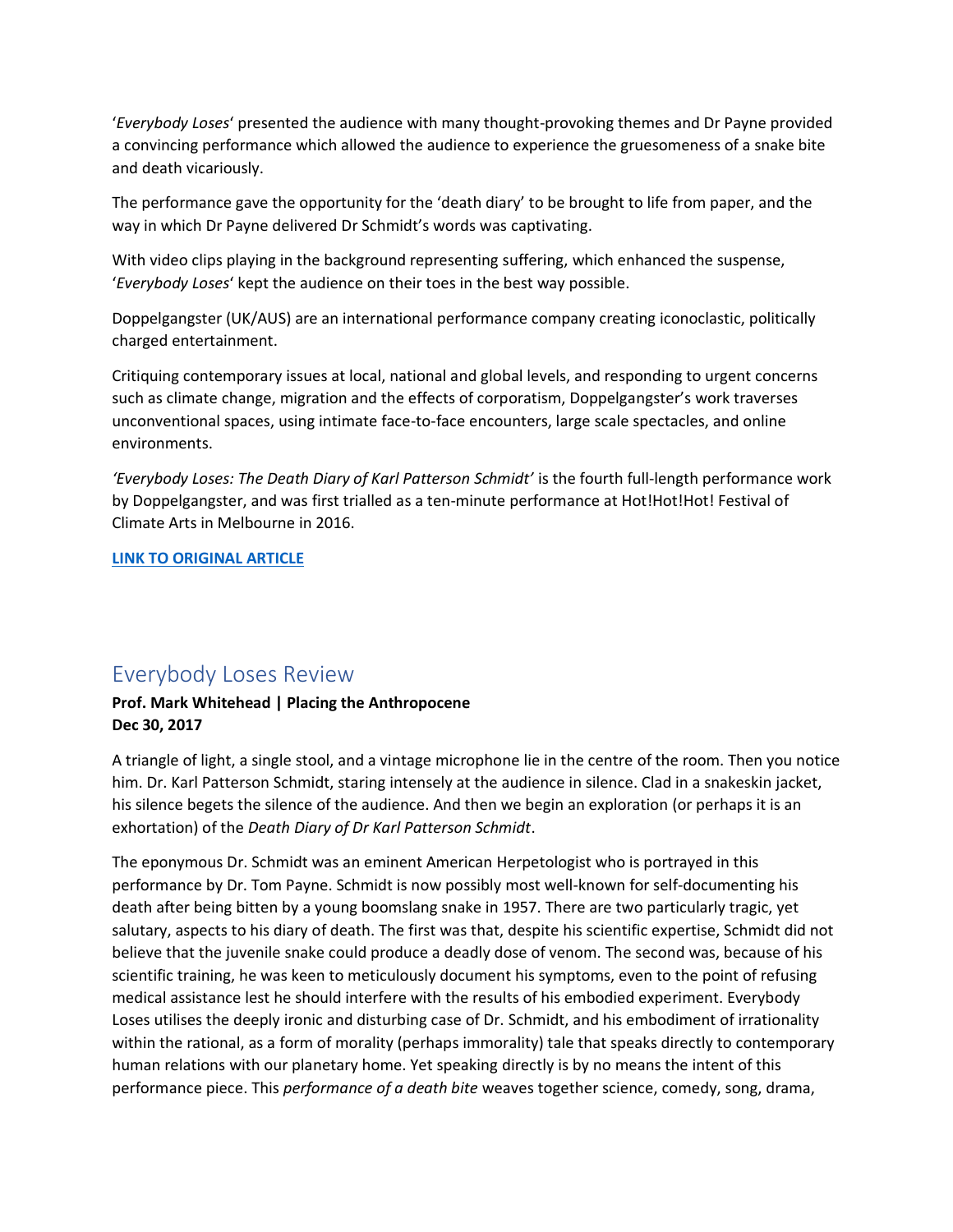'*Everybody Loses*' presented the audience with many thought-provoking themes and Dr Payne provided a convincing performance which allowed the audience to experience the gruesomeness of a snake bite and death vicariously.

The performance gave the opportunity for the 'death diary' to be brought to life from paper, and the way in which Dr Payne delivered Dr Schmidt's words was captivating.

With video clips playing in the background representing suffering, which enhanced the suspense, '*Everybody Loses*' kept the audience on their toes in the best way possible.

Doppelgangster (UK/AUS) are an international performance company creating iconoclastic, politically charged entertainment.

Critiquing contemporary issues at local, national and global levels, and responding to urgent concerns such as climate change, migration and the effects of corporatism, Doppelgangster's work traverses unconventional spaces, using intimate face-to-face encounters, large scale spectacles, and online environments.

*'Everybody Loses: The Death Diary of Karl Patterson Schmidt'* is the fourth full-length performance work by Doppelgangster, and was first trialled as a ten-minute performance at Hot!Hot!Hot! Festival of Climate Arts in Melbourne in 2016.

**LINK TO ORIGINAL ARTICLE**

## Everybody Loses Review

**Prof. Mark Whitehead | Placing the Anthropocene**
**Dec 30, 2017**

A triangle of light, a single stool, and a vintage microphone lie in the centre of the room. Then you notice him. Dr. Karl Patterson Schmidt, staring intensely at the audience in silence. Clad in a snakeskin jacket, his silence begets the silence of the audience. And then we begin an exploration (or perhaps it is an exhortation) of the *Death Diary of Dr Karl Patterson Schmidt*.

The eponymous Dr. Schmidt was an eminent American Herpetologist who is portrayed in this performance by Dr. Tom Payne. Schmidt is now possibly most well-known for self-documenting his death after being bitten by a young boomslang snake in 1957. There are two particularly tragic, yet salutary, aspects to his diary of death. The first was that, despite his scientific expertise, Schmidt did not believe that the juvenile snake could produce a deadly dose of venom. The second was, because of his scientific training, he was keen to meticulously document his symptoms, even to the point of refusing medical assistance lest he should interfere with the results of his embodied experiment. Everybody Loses utilises the deeply ironic and disturbing case of Dr. Schmidt, and his embodiment of irrationality within the rational, as a form of morality (perhaps immorality) tale that speaks directly to contemporary human relations with our planetary home. Yet speaking directly is by no means the intent of this performance piece. This *performance of a death bite* weaves together science, comedy, song, drama,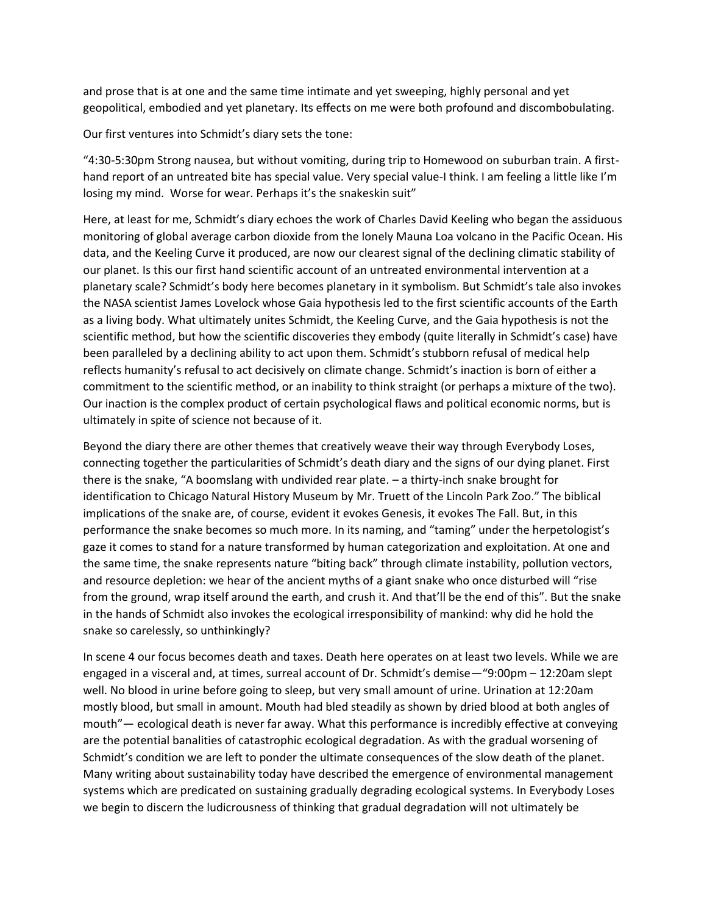and prose that is at one and the same time intimate and yet sweeping, highly personal and yet geopolitical, embodied and yet planetary. Its effects on me were both profound and discombobulating.

Our first ventures into Schmidt's diary sets the tone:

"4:30-5:30pm Strong nausea, but without vomiting, during trip to Homewood on suburban train. A first-hand report of an untreated bite has special value. Very special value-I think. I am feeling a little like I'm losing my mind. Worse for wear. Perhaps it's the snakeskin suit"

Here, at least for me, Schmidt's diary echoes the work of Charles David Keeling who began the assiduous monitoring of global average carbon dioxide from the lonely Mauna Loa volcano in the Pacific Ocean. His data, and the Keeling Curve it produced, are now our clearest signal of the declining climatic stability of our planet. Is this our first hand scientific account of an untreated environmental intervention at a planetary scale? Schmidt's body here becomes planetary in it symbolism. But Schmidt's tale also invokes the NASA scientist James Lovelock whose Gaia hypothesis led to the first scientific accounts of the Earth as a living body. What ultimately unites Schmidt, the Keeling Curve, and the Gaia hypothesis is not the scientific method, but how the scientific discoveries they embody (quite literally in Schmidt's case) have been paralleled by a declining ability to act upon them. Schmidt's stubborn refusal of medical help reflects humanity's refusal to act decisively on climate change. Schmidt's inaction is born of either a commitment to the scientific method, or an inability to think straight (or perhaps a mixture of the two). Our inaction is the complex product of certain psychological flaws and political economic norms, but is ultimately in spite of science not because of it.

Beyond the diary there are other themes that creatively weave their way through Everybody Loses, connecting together the particularities of Schmidt's death diary and the signs of our dying planet. First there is the snake, "A boomslang with undivided rear plate. – a thirty-inch snake brought for identification to Chicago Natural History Museum by Mr. Truett of the Lincoln Park Zoo." The biblical implications of the snake are, of course, evident it evokes Genesis, it evokes The Fall. But, in this performance the snake becomes so much more. In its naming, and "taming" under the herpetologist's gaze it comes to stand for a nature transformed by human categorization and exploitation. At one and the same time, the snake represents nature "biting back" through climate instability, pollution vectors, and resource depletion: we hear of the ancient myths of a giant snake who once disturbed will "rise from the ground, wrap itself around the earth, and crush it. And that'll be the end of this". But the snake in the hands of Schmidt also invokes the ecological irresponsibility of mankind: why did he hold the snake so carelessly, so unthinkingly?

In scene 4 our focus becomes death and taxes. Death here operates on at least two levels. While we are engaged in a visceral and, at times, surreal account of Dr. Schmidt's demise—"9:00pm – 12:20am slept well. No blood in urine before going to sleep, but very small amount of urine. Urination at 12:20am mostly blood, but small in amount. Mouth had bled steadily as shown by dried blood at both angles of mouth"— ecological death is never far away. What this performance is incredibly effective at conveying are the potential banalities of catastrophic ecological degradation. As with the gradual worsening of Schmidt's condition we are left to ponder the ultimate consequences of the slow death of the planet. Many writing about sustainability today have described the emergence of environmental management systems which are predicated on sustaining gradually degrading ecological systems. In Everybody Loses we begin to discern the ludicrousness of thinking that gradual degradation will not ultimately be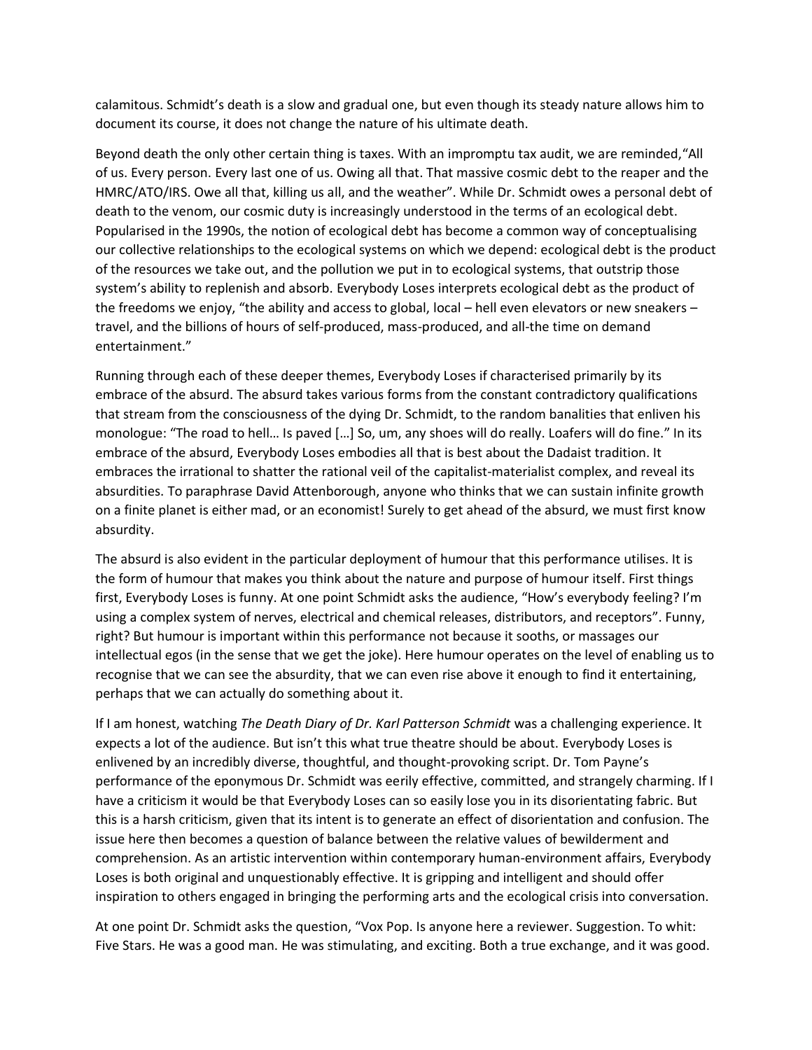calamitous. Schmidt's death is a slow and gradual one, but even though its steady nature allows him to document its course, it does not change the nature of his ultimate death.

Beyond death the only other certain thing is taxes. With an impromptu tax audit, we are reminded,"All of us. Every person. Every last one of us. Owing all that. That massive cosmic debt to the reaper and the HMRC/ATO/IRS. Owe all that, killing us all, and the weather". While Dr. Schmidt owes a personal debt of death to the venom, our cosmic duty is increasingly understood in the terms of an ecological debt. Popularised in the 1990s, the notion of ecological debt has become a common way of conceptualising our collective relationships to the ecological systems on which we depend: ecological debt is the product of the resources we take out, and the pollution we put in to ecological systems, that outstrip those system's ability to replenish and absorb. Everybody Loses interprets ecological debt as the product of the freedoms we enjoy, "the ability and access to global, local – hell even elevators or new sneakers – travel, and the billions of hours of self-produced, mass-produced, and all-the time on demand entertainment."

Running through each of these deeper themes, Everybody Loses if characterised primarily by its embrace of the absurd. The absurd takes various forms from the constant contradictory qualifications that stream from the consciousness of the dying Dr. Schmidt, to the random banalities that enliven his monologue: "The road to hell… Is paved […] So, um, any shoes will do really. Loafers will do fine." In its embrace of the absurd, Everybody Loses embodies all that is best about the Dadaist tradition. It embraces the irrational to shatter the rational veil of the capitalist-materialist complex, and reveal its absurdities. To paraphrase David Attenborough, anyone who thinks that we can sustain infinite growth on a finite planet is either mad, or an economist! Surely to get ahead of the absurd, we must first know absurdity.

The absurd is also evident in the particular deployment of humour that this performance utilises. It is the form of humour that makes you think about the nature and purpose of humour itself. First things first, Everybody Loses is funny. At one point Schmidt asks the audience, "How's everybody feeling? I'm using a complex system of nerves, electrical and chemical releases, distributors, and receptors". Funny, right? But humour is important within this performance not because it sooths, or massages our intellectual egos (in the sense that we get the joke). Here humour operates on the level of enabling us to recognise that we can see the absurdity, that we can even rise above it enough to find it entertaining, perhaps that we can actually do something about it.

If I am honest, watching *The Death Diary of Dr. Karl Patterson Schmidt* was a challenging experience. It expects a lot of the audience. But isn't this what true theatre should be about. Everybody Loses is enlivened by an incredibly diverse, thoughtful, and thought-provoking script. Dr. Tom Payne's performance of the eponymous Dr. Schmidt was eerily effective, committed, and strangely charming. If I have a criticism it would be that Everybody Loses can so easily lose you in its disorientating fabric. But this is a harsh criticism, given that its intent is to generate an effect of disorientation and confusion. The issue here then becomes a question of balance between the relative values of bewilderment and comprehension. As an artistic intervention within contemporary human-environment affairs, Everybody Loses is both original and unquestionably effective. It is gripping and intelligent and should offer inspiration to others engaged in bringing the performing arts and the ecological crisis into conversation.

At one point Dr. Schmidt asks the question, "Vox Pop. Is anyone here a reviewer. Suggestion. To whit: Five Stars. He was a good man. He was stimulating, and exciting. Both a true exchange, and it was good.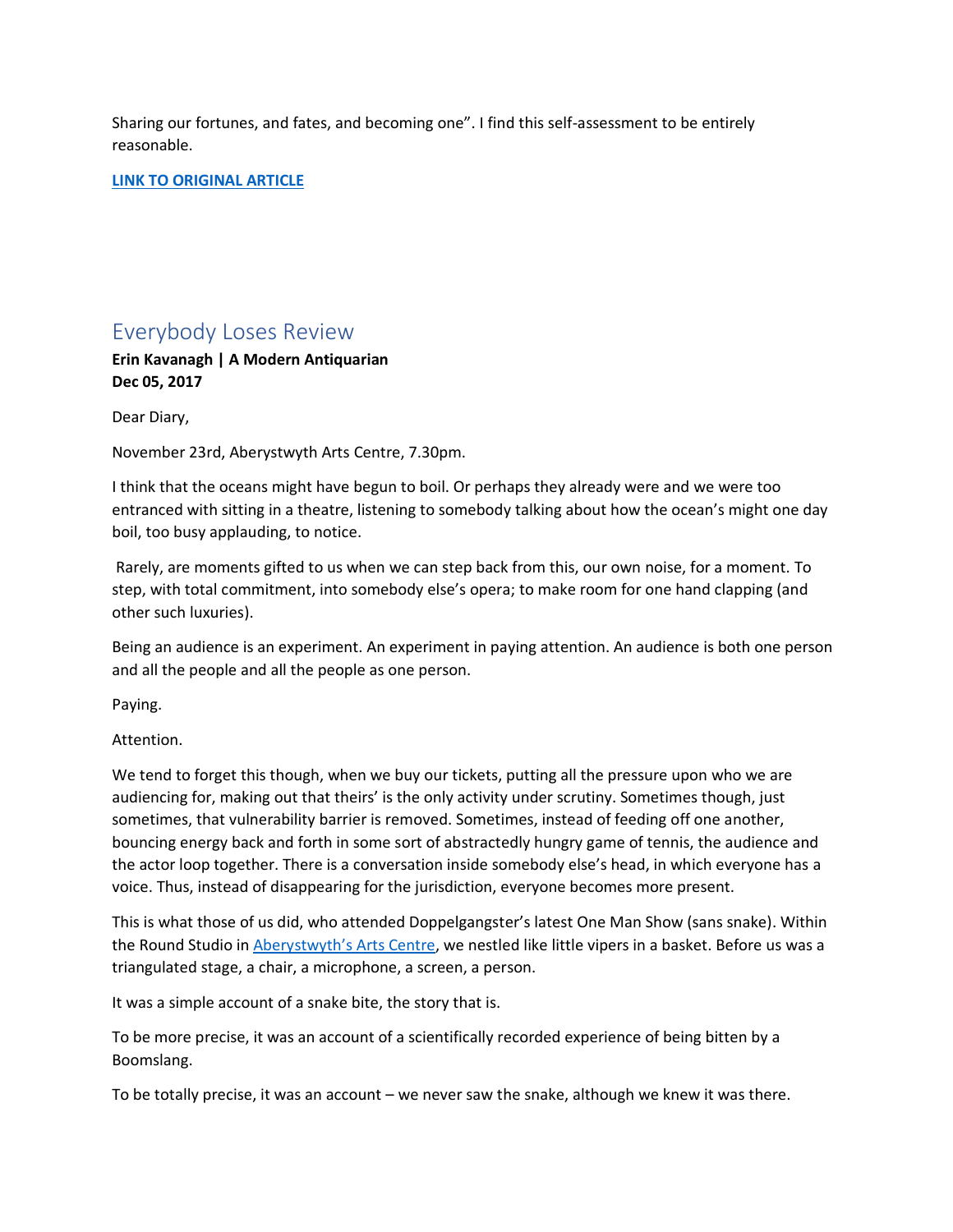Sharing our fortunes, and fates, and becoming one". I find this self-assessment to be entirely reasonable.

**LINK TO ORIGINAL ARTICLE**

## Everybody Loses Review

**Erin Kavanagh | A Modern Antiquarian**
**Dec 05, 2017**

Dear Diary,

November 23rd, Aberystwyth Arts Centre, 7.30pm.

I think that the oceans might have begun to boil. Or perhaps they already were and we were too entranced with sitting in a theatre, listening to somebody talking about how the ocean's might one day boil, too busy applauding, to notice.

Rarely, are moments gifted to us when we can step back from this, our own noise, for a moment. To step, with total commitment, into somebody else's opera; to make room for one hand clapping (and other such luxuries).

Being an audience is an experiment. An experiment in paying attention. An audience is both one person and all the people and all the people as one person.

Paying.

Attention.

We tend to forget this though, when we buy our tickets, putting all the pressure upon who we are audiencing for, making out that theirs' is the only activity under scrutiny. Sometimes though, just sometimes, that vulnerability barrier is removed. Sometimes, instead of feeding off one another, bouncing energy back and forth in some sort of abstractedly hungry game of tennis, the audience and the actor loop together. There is a conversation inside somebody else's head, in which everyone has a voice. Thus, instead of disappearing for the jurisdiction, everyone becomes more present.

This is what those of us did, who attended Doppelgangster's latest One Man Show (sans snake). Within the Round Studio in Aberystwyth's Arts Centre, we nestled like little vipers in a basket. Before us was a triangulated stage, a chair, a microphone, a screen, a person.

It was a simple account of a snake bite, the story that is.

To be more precise, it was an account of a scientifically recorded experience of being bitten by a Boomslang.

To be totally precise, it was an account – we never saw the snake, although we knew it was there.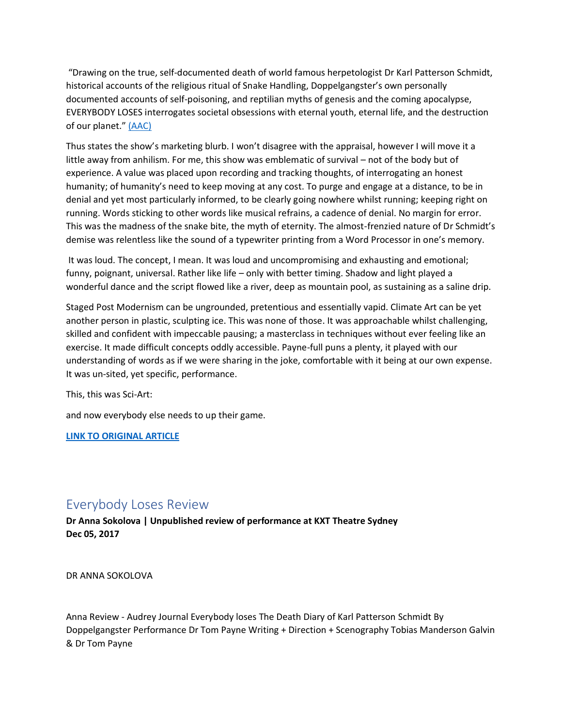"Drawing on the true, self-documented death of world famous herpetologist Dr Karl Patterson Schmidt, historical accounts of the religious ritual of Snake Handling, Doppelgangster's own personally documented accounts of self-poisoning, and reptilian myths of genesis and the coming apocalypse, EVERYBODY LOSES interrogates societal obsessions with eternal youth, eternal life, and the destruction of our planet." (AAC)

Thus states the show's marketing blurb. I won't disagree with the appraisal, however I will move it a little away from anhilism. For me, this show was emblematic of survival – not of the body but of experience. A value was placed upon recording and tracking thoughts, of interrogating an honest humanity; of humanity's need to keep moving at any cost. To purge and engage at a distance, to be in denial and yet most particularly informed, to be clearly going nowhere whilst running; keeping right on running. Words sticking to other words like musical refrains, a cadence of denial. No margin for error. This was the madness of the snake bite, the myth of eternity. The almost-frenzied nature of Dr Schmidt's demise was relentless like the sound of a typewriter printing from a Word Processor in one's memory.

It was loud. The concept, I mean. It was loud and uncompromising and exhausting and emotional; funny, poignant, universal. Rather like life – only with better timing. Shadow and light played a wonderful dance and the script flowed like a river, deep as mountain pool, as sustaining as a saline drip.

Staged Post Modernism can be ungrounded, pretentious and essentially vapid. Climate Art can be yet another person in plastic, sculpting ice. This was none of those. It was approachable whilst challenging, skilled and confident with impeccable pausing; a masterclass in techniques without ever feeling like an exercise. It made difficult concepts oddly accessible. Payne-full puns a plenty, it played with our understanding of words as if we were sharing in the joke, comfortable with it being at our own expense. It was un-sited, yet specific, performance.

This, this was Sci-Art:

and now everybody else needs to up their game.

**LINK TO ORIGINAL ARTICLE**

## Everybody Loses Review

**Dr Anna Sokolova | Unpublished review of performance at KXT Theatre Sydney**
**Dec 05, 2017**

DR ANNA SOKOLOVA

Anna Review - Audrey Journal Everybody loses The Death Diary of Karl Patterson Schmidt By Doppelgangster Performance Dr Tom Payne Writing + Direction + Scenography Tobias Manderson Galvin & Dr Tom Payne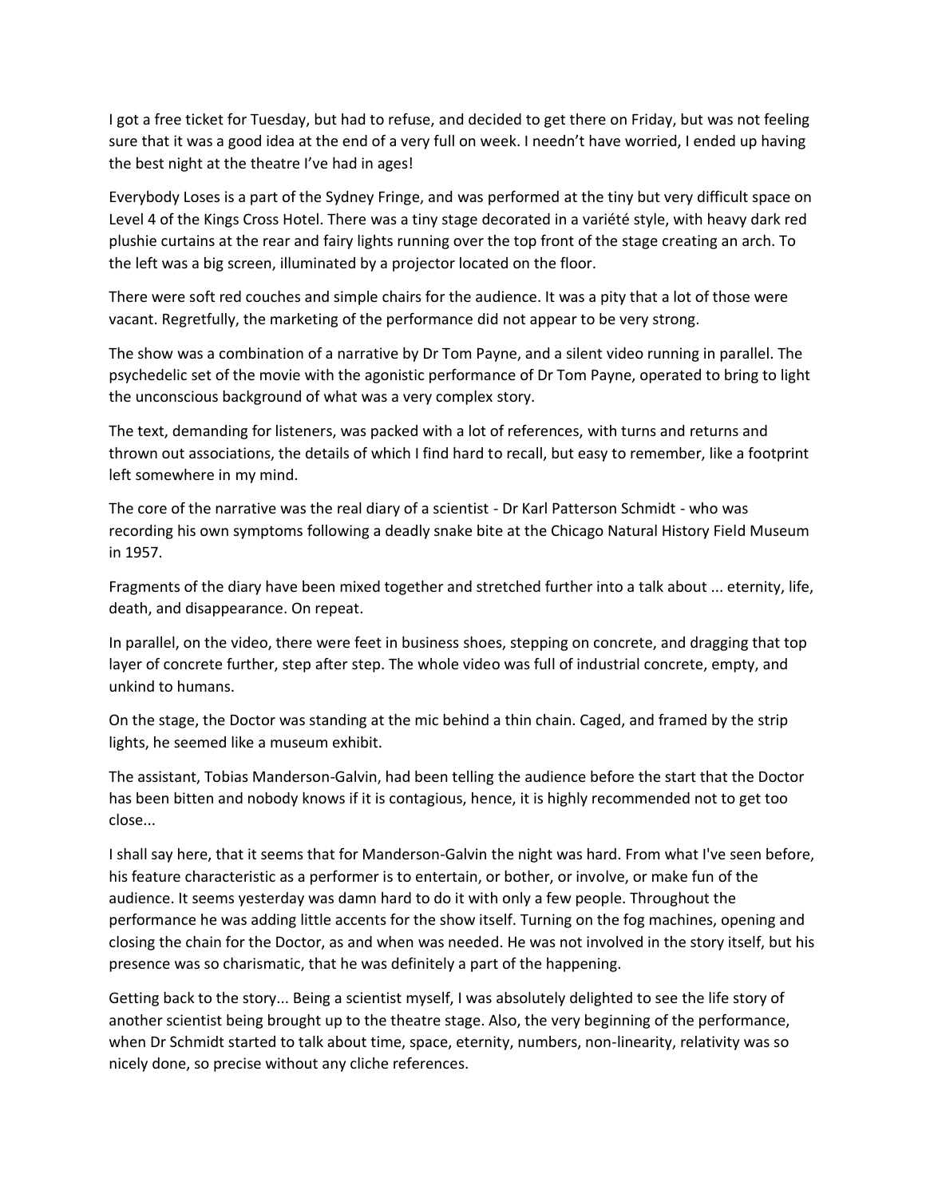I got a free ticket for Tuesday, but had to refuse, and decided to get there on Friday, but was not feeling sure that it was a good idea at the end of a very full on week. I needn't have worried, I ended up having the best night at the theatre I've had in ages!

Everybody Loses is a part of the Sydney Fringe, and was performed at the tiny but very difficult space on Level 4 of the Kings Cross Hotel. There was a tiny stage decorated in a variété style, with heavy dark red plushie curtains at the rear and fairy lights running over the top front of the stage creating an arch. To the left was a big screen, illuminated by a projector located on the floor.

There were soft red couches and simple chairs for the audience. It was a pity that a lot of those were vacant. Regretfully, the marketing of the performance did not appear to be very strong.

The show was a combination of a narrative by Dr Tom Payne, and a silent video running in parallel. The psychedelic set of the movie with the agonistic performance of Dr Tom Payne, operated to bring to light the unconscious background of what was a very complex story.

The text, demanding for listeners, was packed with a lot of references, with turns and returns and thrown out associations, the details of which I find hard to recall, but easy to remember, like a footprint left somewhere in my mind.

The core of the narrative was the real diary of a scientist - Dr Karl Patterson Schmidt - who was recording his own symptoms following a deadly snake bite at the Chicago Natural History Field Museum in 1957.

Fragments of the diary have been mixed together and stretched further into a talk about ... eternity, life, death, and disappearance. On repeat.

In parallel, on the video, there were feet in business shoes, stepping on concrete, and dragging that top layer of concrete further, step after step. The whole video was full of industrial concrete, empty, and unkind to humans.

On the stage, the Doctor was standing at the mic behind a thin chain. Caged, and framed by the strip lights, he seemed like a museum exhibit.

The assistant, Tobias Manderson-Galvin, had been telling the audience before the start that the Doctor has been bitten and nobody knows if it is contagious, hence, it is highly recommended not to get too close...

I shall say here, that it seems that for Manderson-Galvin the night was hard. From what I've seen before, his feature characteristic as a performer is to entertain, or bother, or involve, or make fun of the audience. It seems yesterday was damn hard to do it with only a few people. Throughout the performance he was adding little accents for the show itself. Turning on the fog machines, opening and closing the chain for the Doctor, as and when was needed. He was not involved in the story itself, but his presence was so charismatic, that he was definitely a part of the happening.

Getting back to the story... Being a scientist myself, I was absolutely delighted to see the life story of another scientist being brought up to the theatre stage. Also, the very beginning of the performance, when Dr Schmidt started to talk about time, space, eternity, numbers, non-linearity, relativity was so nicely done, so precise without any cliche references.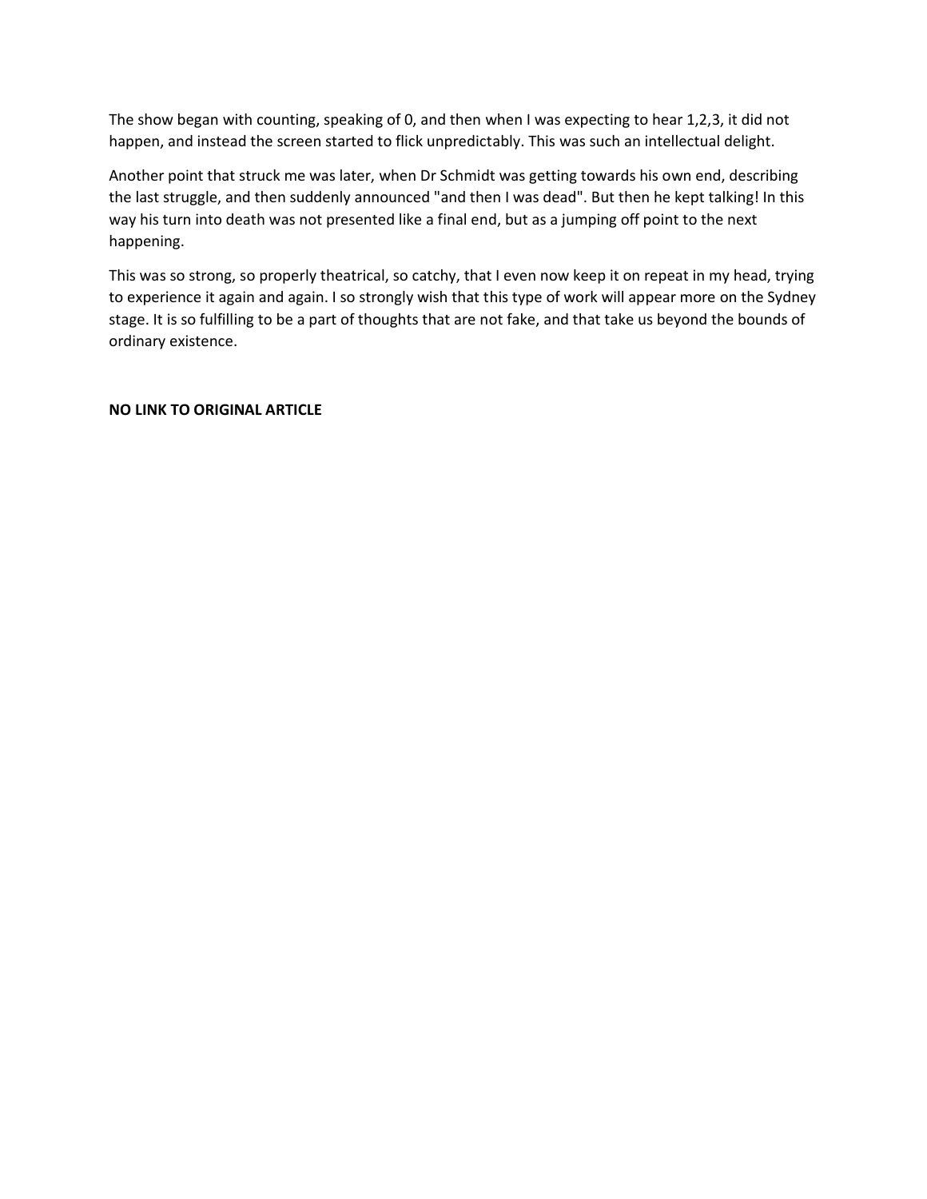The show began with counting, speaking of 0, and then when I was expecting to hear 1,2,3, it did not happen, and instead the screen started to flick unpredictably. This was such an intellectual delight.

Another point that struck me was later, when Dr Schmidt was getting towards his own end, describing the last struggle, and then suddenly announced "and then I was dead". But then he kept talking! In this way his turn into death was not presented like a final end, but as a jumping off point to the next happening.

This was so strong, so properly theatrical, so catchy, that I even now keep it on repeat in my head, trying to experience it again and again. I so strongly wish that this type of work will appear more on the Sydney stage. It is so fulfilling to be a part of thoughts that are not fake, and that take us beyond the bounds of ordinary existence.

**NO LINK TO ORIGINAL ARTICLE**